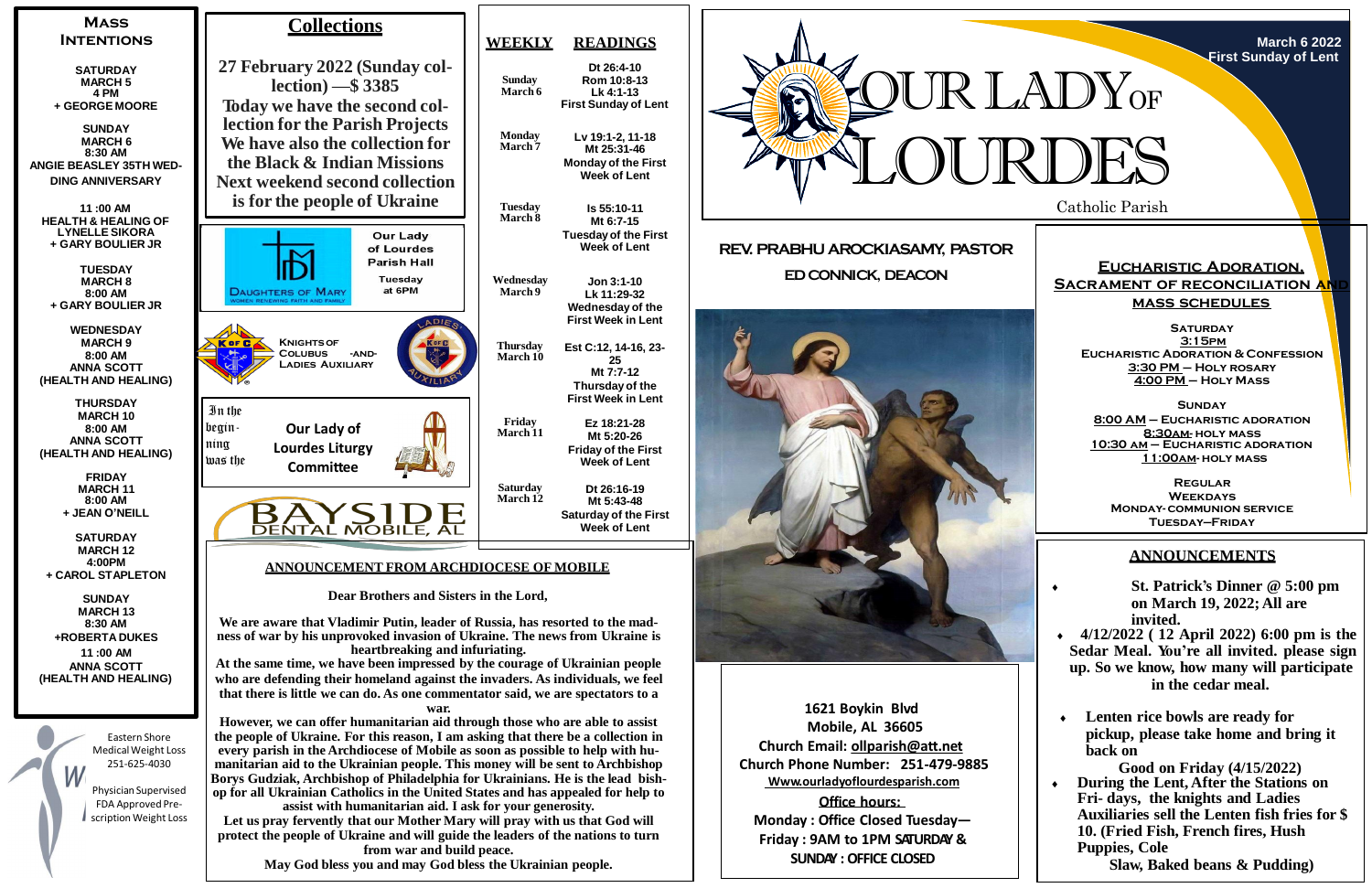# Our Lady of Lourdes

Catholic Parish

**March 6 2022**
**First Sunday of Lent**

## Mass Intentions

**SATURDAY**
**MARCH 5**
**4 PM**
**+ GEORGE MOORE**

**SUNDAY**
**MARCH 6**
**8:30 AM**
**ANGIE BEASLEY 35TH WEDDING ANNIVERSARY**

**11 :00 AM**
**HEALTH & HEALING OF LYNELLE SIKORA**
**+ GARY BOULIER JR**

**TUESDAY**
**MARCH 8**
**8:00 AM**
**+ GARY BOULIER JR**

**WEDNESDAY**
**MARCH 9**
**8:00 AM**
**ANNA SCOTT**
**(HEALTH AND HEALING)**

**THURSDAY**
**MARCH 10**
**8:00 AM**
**ANNA SCOTT**
**(HEALTH AND HEALING)**

**FRIDAY**
**MARCH 11**
**8:00 AM**
**+ JEAN O'NEILL**

**SATURDAY**
**MARCH 12**
**4:00PM**
**+ CAROL STAPLETON**

**SUNDAY**
**MARCH 13**
**8:30 AM**
**+ROBERTA DUKES**
**11 :00 AM**
**ANNA SCOTT**
**(HEALTH AND HEALING)**

Eastern Shore Medical Weight Loss
251-625-4030

Physician Supervised FDA Approved Prescription Weight Loss

## Collections

**27 February 2022 (Sunday collection) —$ 3385**
**Today we have the second collection for the Parish Projects**
**We have also the collection for the Black & Indian Missions**
**Next weekend second collection is for the people of Ukraine**

Daughters of Mary — Women Renewing Faith and Family
Our Lady of Lourdes Parish Hall
Tuesday at 6PM

Knights of Colubus -and- Ladies Auxiliary

In the beginning was the — Our Lady of Lourdes Liturgy Committee

BAYSIDE DENTAL MOBILE, AL

## Weekly Readings

| WEEKLY | READINGS |
|---|---|
| Sunday March 6 | Dt 26:4-10, Rom 10:8-13, Lk 4:1-13 — First Sunday of Lent |
| Monday March 7 | Lv 19:1-2, 11-18, Mt 25:31-46 — Monday of the First Week of Lent |
| Tuesday March 8 | Is 55:10-11, Mt 6:7-15 — Tuesday of the First Week of Lent |
| Wednesday March 9 | Jon 3:1-10, Lk 11:29-32 — Wednesday of the First Week in Lent |
| Thursday March 10 | Est C:12, 14-16, 23-25, Mt 7:7-12 — Thursday of the First Week in Lent |
| Friday March 11 | Ez 18:21-28, Mt 5:20-26 — Friday of the First Week of Lent |
| Saturday March 12 | Dt 26:16-19, Mt 5:43-48 — Saturday of the First Week of Lent |

## ANNOUNCEMENT FROM ARCHDIOCESE OF MOBILE

**Dear Brothers and Sisters in the Lord,**

**We are aware that Vladimir Putin, leader of Russia, has resorted to the madness of war by his unprovoked invasion of Ukraine. The news from Ukraine is heartbreaking and infuriating.**

**At the same time, we have been impressed by the courage of Ukrainian people who are defending their homeland against the invaders. As individuals, we feel that there is little we can do. As one commentator said, we are spectators to a war.**

**However, we can offer humanitarian aid through those who are able to assist the people of Ukraine. For this reason, I am asking that there be a collection in every parish in the Archdiocese of Mobile as soon as possible to help with humanitarian aid to the Ukrainian people. This money will be sent to Archbishop Borys Gudziak, Archbishop of Philadelphia for Ukrainians. He is the lead bishop for all Ukrainian Catholics in the United States and has appealed for help to assist with humanitarian aid. I ask for your generosity.**

**Let us pray fervently that our Mother Mary will pray with us that God will protect the people of Ukraine and will guide the leaders of the nations to turn from war and build peace.**

**May God bless you and may God bless the Ukrainian people.**

**REV. PRABHU AROCKIASAMY, PASTOR**

**ED CONNICK, DEACON**

**1621 Boykin Blvd**
**Mobile, AL 36605**
**Church Email: ollparish@att.net**
**Church Phone Number: 251-479-9885**
**Www.ourladyoflourdesparish.com**

**Office hours:**
**Monday : Office Closed Tuesday—Friday : 9AM to 1PM SATURDAY & SUNDAY : OFFICE CLOSED**

## Eucharistic Adoration, Sacrament of Reconciliation and Mass Schedules

**SATURDAY**
**3:15PM**
**EUCHARISTIC ADORATION & CONFESSION**
**3:30 PM – HOLY ROSARY**
**4:00 PM – HOLY MASS**

**SUNDAY**
**8:00 AM – EUCHARISTIC ADORATION**
**8:30AM- HOLY MASS**
**10:30 AM – EUCHARISTIC ADORATION**
**11:00AM- HOLY MASS**

**REGULAR WEEKDAYS**
**MONDAY- COMMUNION SERVICE**
**TUESDAY–FRIDAY**

## ANNOUNCEMENTS

- **St. Patrick's Dinner @ 5:00 pm on March 19, 2022; All are invited.**
- **4/12/2022 ( 12 April 2022) 6:00 pm is the Sedar Meal. You're all invited. please sign up. So we know, how many will participate in the cedar meal.**
- **Lenten rice bowls are ready for pickup, please take home and bring it back on Good on Friday (4/15/2022)**
- **During the Lent, After the Stations on Fri- days, the knights and Ladies Auxiliaries sell the Lenten fish fries for $ 10. (Fried Fish, French fires, Hush Puppies, Cole Slaw, Baked beans & Pudding)**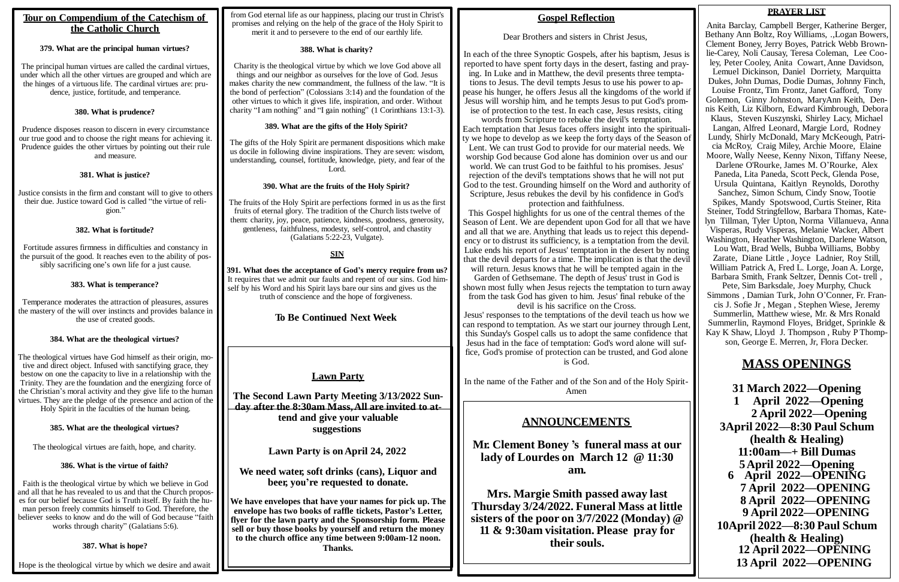## Tour on Compendium of the Catechism of the Catholic Church

### 379. What are the principal human virtues?

The principal human virtues are called the cardinal virtues, under which all the other virtues are grouped and which are the hinges of a virtuous life. The cardinal virtues are: prudence, justice, fortitude, and temperance.

### 380. What is prudence?

Prudence disposes reason to discern in every circumstance our true good and to choose the right means for achieving it. Prudence guides the other virtues by pointing out their rule and measure.

### 381. What is justice?

Justice consists in the firm and constant will to give to others their due. Justice toward God is called "the virtue of religion."

### 382. What is fortitude?

Fortitude assures firmness in difficulties and constancy in the pursuit of the good. It reaches even to the ability of possibly sacrificing one's own life for a just cause.

### 383. What is temperance?

Temperance moderates the attraction of pleasures, assures the mastery of the will over instincts and provides balance in the use of created goods.

### 384. What are the theological virtues?

The theological virtues have God himself as their origin, motive and direct object. Infused with sanctifying grace, they bestow on one the capacity to live in a relationship with the Trinity. They are the foundation and the energizing force of the Christian's moral activity and they give life to the human virtues. They are the pledge of the presence and action of the Holy Spirit in the faculties of the human being.

### 385. What are the theological virtues?

The theological virtues are faith, hope, and charity.

### 386. What is the virtue of faith?

Faith is the theological virtue by which we believe in God and all that he has revealed to us and that the Church proposes for our belief because God is Truth itself. By faith the human person freely commits himself to God. Therefore, the believer seeks to know and do the will of God because "faith works through charity" (Galatians 5:6).

### 387. What is hope?

Hope is the theological virtue by which we desire and await from God eternal life as our happiness, placing our trust in Christ's promises and relying on the help of the grace of the Holy Spirit to merit it and to persevere to the end of our earthly life.

### 388. What is charity?

Charity is the theological virtue by which we love God above all things and our neighbor as ourselves for the love of God. Jesus makes charity the new commandment, the fullness of the law. "It is the bond of perfection" (Colossians 3:14) and the foundation of the other virtues to which it gives life, inspiration, and order. Without charity "I am nothing" and "I gain nothing" (1 Corinthians 13:1-3).

### 389. What are the gifts of the Holy Spirit?

The gifts of the Holy Spirit are permanent dispositions which make us docile in following divine inspirations. They are seven: wisdom, understanding, counsel, fortitude, knowledge, piety, and fear of the Lord.

### 390. What are the fruits of the Holy Spirit?

The fruits of the Holy Spirit are perfections formed in us as the first fruits of eternal glory. The tradition of the Church lists twelve of them: charity, joy, peace, patience, kindness, goodness, generosity, gentleness, faithfulness, modesty, self-control, and chastity (Galatians 5:22-23, Vulgate).

### SIN

**391. What does the acceptance of God's mercy require from us?** It requires that we admit our faults and repent of our sins. God himself by his Word and his Spirit lays bare our sins and gives us the truth of conscience and the hope of forgiveness.

**To Be Continued Next Week**

## Lawn Party

**The Second Lawn Party Meeting 3/13/2022 Sunday after the 8:30am Mass, All are invited to attend and give your valuable suggestions**

**Lawn Party is on April 24, 2022**

**We need water, soft drinks (cans), Liquor and beer, you're requested to donate.**

**We have envelopes that have your names for pick up. The envelope has two books of raffle tickets, Pastor's Letter, flyer for the lawn party and the Sponsorship form. Please sell or buy those books by yourself and return the money to the church office any time between 9:00am-12 noon. Thanks.**

## Gospel Reflection

Dear Brothers and sisters in Christ Jesus,

In each of the three Synoptic Gospels, after his baptism, Jesus is reported to have spent forty days in the desert, fasting and praying. In Luke and in Matthew, the devil presents three temptations to Jesus. The devil tempts Jesus to use his power to appease his hunger, he offers Jesus all the kingdoms of the world if Jesus will worship him, and he tempts Jesus to put God's promise of protection to the test. In each case, Jesus resists, citing words from Scripture to rebuke the devil's temptation.

Each temptation that Jesus faces offers insight into the spirituality we hope to develop as we keep the forty days of the Season of Lent. We can trust God to provide for our material needs. We worship God because God alone has dominion over us and our world. We can trust God to be faithful to his promises. Jesus' rejection of the devil's temptations shows that he will not put God to the test. Grounding himself on the Word and authority of Scripture, Jesus rebukes the devil by his confidence in God's protection and faithfulness.

This Gospel highlights for us one of the central themes of the Season of Lent. We are dependent upon God for all that we have and all that we are. Anything that leads us to reject this dependency or to distrust its sufficiency, is a temptation from the devil. Luke ends his report of Jesus' temptation in the desert by noting that the devil departs for a time. The implication is that the devil will return. Jesus knows that he will be tempted again in the Garden of Gethsemane. The depth of Jesus' trust in God is shown most fully when Jesus rejects the temptation to turn away from the task God has given to him. Jesus' final rebuke of the devil is his sacrifice on the Cross.

Jesus' responses to the temptations of the devil teach us how we can respond to temptation. As we start our journey through Lent, this Sunday's Gospel calls us to adopt the same confidence that Jesus had in the face of temptation: God's word alone will suffice, God's promise of protection can be trusted, and God alone is God.

In the name of the Father and of the Son and of the Holy Spirit-Amen

## ANNOUNCEMENTS

**Mr. Clement Boney 's funeral mass at our lady of Lourdes on March 12 @ 11:30 am.**

**Mrs. Margie Smith passed away last Thursday 3/24/2022. Funeral Mass at little sisters of the poor on 3/7/2022 (Monday) @ 11 & 9:30am visitation. Please pray for their souls.**

## PRAYER LIST

Anita Barclay, Campbell Berger, Katherine Berger, Bethany Ann Boltz, Roy Williams, .,Logan Bowers, Clement Boney, Jerry Boyes, Patrick Webb Brownlie-Carey, Noli Causay, Teresa Coleman, Lee Cooley, Peter Cooley, Anita Cowart, Anne Davidson, Lemuel Dickinson, Daniel Dorriety, Marquitta Dukes, John Dumas, Dodie Dumas, Johnny Finch, Louise Frontz, Tim Frontz, Janet Gafford, Tony Golemon, Ginny Johnston, MaryAnn Keith, Dennis Keith, Liz Kilborn, Edward Kimbrough, Debora Klaus, Steven Kuszynski, Shirley Lacy, Michael Langan, Alfred Leonard, Margie Lord, Rodney Lundy, Shirly McDonald, Mary McKeough, Patricia McRoy, Craig Miley, Archie Moore, Elaine Moore, Wally Neese, Kenny Nixon, Tiffany Neese, Darlene O'Rourke, James M. O'Rourke, Alex Paneda, Lita Paneda, Scott Peck, Glenda Pose, Ursula Quintana, Kaitlyn Reynolds, Dorothy Sanchez, Simon Schum, Cindy Snow, Tootie Spikes, Mandy Spotswood, Curtis Steiner, Rita Steiner, Todd Stringfellow, Barbara Thomas, Katelyn Tillman, Tyler Upton, Norma Villanueva, Anna Visperas, Rudy Visperas, Melanie Wacker, Albert Washington, Heather Washington, Darlene Watson, Lou Watt, Brad Wells, Bubba Williams, Bobby Zarate, Diane Little , Joyce Ladnier, Roy Still, William Patrick A, Fred L. Lorge, Joan A. Lorge, Barbara Smith, Frank Seltzer, Dennis Cot- trell , Pete, Sim Barksdale, Joey Murphy, Chuck Simmons , Damian Turk, John O'Conner, Fr. Francis J. Sofie Jr , Megan , Stephen Wiese, Jeremy Summerlin, Matthew wiese, Mr. & Mrs Ronald Summerlin, Raymond Floyes, Bridget, Sprinkle & Kay K Shaw, Lloyd J. Thompson , Ruby P Thompson, George E. Merren, Jr, Flora Decker.

## MASS OPENINGS

**31 March 2022—Opening**
**1 April 2022—Opening**
**2 April 2022—Opening**
**3April 2022—8:30 Paul Schum (health & Healing)**
**11:00am—+ Bill Dumas**
**5 April 2022—Opening**
**6 April 2022—OPENING**
**7 April 2022—OPENING**
**8 April 2022—OPENING**
**9 April 2022—OPENING**
**10April 2022—8:30 Paul Schum (health & Healing)**
**12 April 2022—OPENING**
**13 April 2022—OPENING**